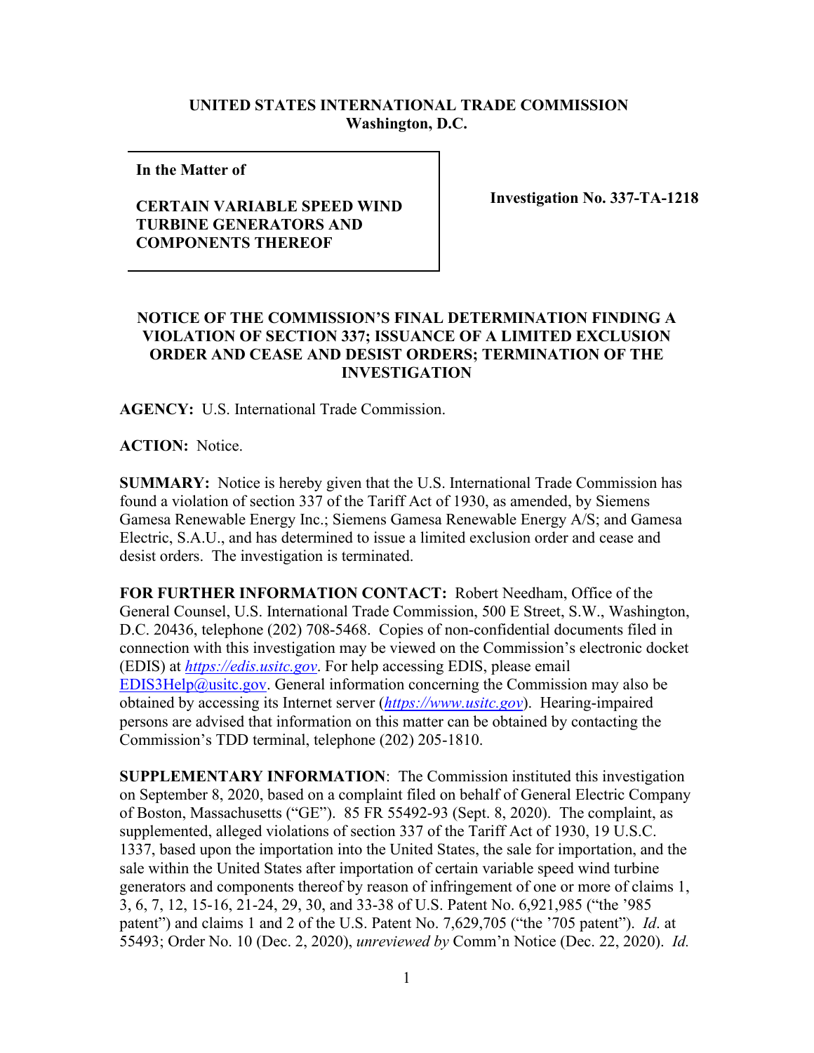**UNITED STATES INTERNATIONAL TRADE COMMISSION**
**Washington, D.C.**

| In the Matter of<br><br>**CERTAIN VARIABLE SPEED WIND TURBINE GENERATORS AND COMPONENTS THEREOF** | **Investigation No. 337-TA-1218** |
|---|---|

**NOTICE OF THE COMMISSION'S FINAL DETERMINATION FINDING A VIOLATION OF SECTION 337; ISSUANCE OF A LIMITED EXCLUSION ORDER AND CEASE AND DESIST ORDERS; TERMINATION OF THE INVESTIGATION**

**AGENCY:** U.S. International Trade Commission.

**ACTION:** Notice.

**SUMMARY:** Notice is hereby given that the U.S. International Trade Commission has found a violation of section 337 of the Tariff Act of 1930, as amended, by Siemens Gamesa Renewable Energy Inc.; Siemens Gamesa Renewable Energy A/S; and Gamesa Electric, S.A.U., and has determined to issue a limited exclusion order and cease and desist orders. The investigation is terminated.

**FOR FURTHER INFORMATION CONTACT:** Robert Needham, Office of the General Counsel, U.S. International Trade Commission, 500 E Street, S.W., Washington, D.C. 20436, telephone (202) 708-5468. Copies of non-confidential documents filed in connection with this investigation may be viewed on the Commission's electronic docket (EDIS) at *https://edis.usitc.gov*. For help accessing EDIS, please email EDIS3Help@usitc.gov. General information concerning the Commission may also be obtained by accessing its Internet server (*https://www.usitc.gov*). Hearing-impaired persons are advised that information on this matter can be obtained by contacting the Commission's TDD terminal, telephone (202) 205-1810.

**SUPPLEMENTARY INFORMATION**: The Commission instituted this investigation on September 8, 2020, based on a complaint filed on behalf of General Electric Company of Boston, Massachusetts ("GE"). 85 FR 55492-93 (Sept. 8, 2020). The complaint, as supplemented, alleged violations of section 337 of the Tariff Act of 1930, 19 U.S.C. 1337, based upon the importation into the United States, the sale for importation, and the sale within the United States after importation of certain variable speed wind turbine generators and components thereof by reason of infringement of one or more of claims 1, 3, 6, 7, 12, 15-16, 21-24, 29, 30, and 33-38 of U.S. Patent No. 6,921,985 ("the '985 patent") and claims 1 and 2 of the U.S. Patent No. 7,629,705 ("the '705 patent"). *Id*. at 55493; Order No. 10 (Dec. 2, 2020), *unreviewed by* Comm'n Notice (Dec. 22, 2020). *Id.*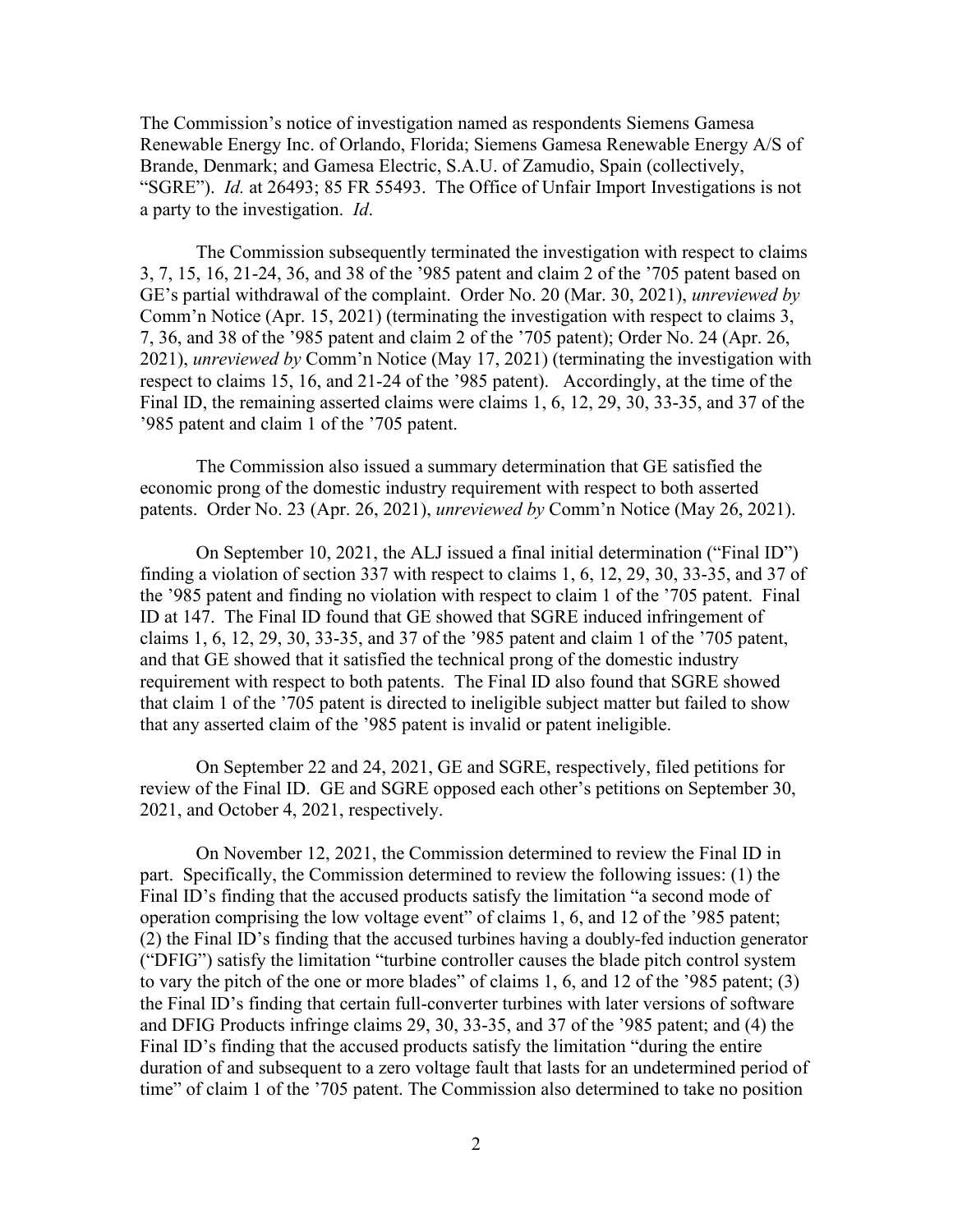The Commission's notice of investigation named as respondents Siemens Gamesa Renewable Energy Inc. of Orlando, Florida; Siemens Gamesa Renewable Energy A/S of Brande, Denmark; and Gamesa Electric, S.A.U. of Zamudio, Spain (collectively, "SGRE"). *Id.* at 26493; 85 FR 55493. The Office of Unfair Import Investigations is not a party to the investigation. *Id*.

The Commission subsequently terminated the investigation with respect to claims 3, 7, 15, 16, 21-24, 36, and 38 of the '985 patent and claim 2 of the '705 patent based on GE's partial withdrawal of the complaint. Order No. 20 (Mar. 30, 2021), *unreviewed by* Comm'n Notice (Apr. 15, 2021) (terminating the investigation with respect to claims 3, 7, 36, and 38 of the '985 patent and claim 2 of the '705 patent); Order No. 24 (Apr. 26, 2021), *unreviewed by* Comm'n Notice (May 17, 2021) (terminating the investigation with respect to claims 15, 16, and 21-24 of the '985 patent). Accordingly, at the time of the Final ID, the remaining asserted claims were claims 1, 6, 12, 29, 30, 33-35, and 37 of the '985 patent and claim 1 of the '705 patent.

The Commission also issued a summary determination that GE satisfied the economic prong of the domestic industry requirement with respect to both asserted patents. Order No. 23 (Apr. 26, 2021), *unreviewed by* Comm'n Notice (May 26, 2021).

On September 10, 2021, the ALJ issued a final initial determination ("Final ID") finding a violation of section 337 with respect to claims 1, 6, 12, 29, 30, 33-35, and 37 of the '985 patent and finding no violation with respect to claim 1 of the '705 patent. Final ID at 147. The Final ID found that GE showed that SGRE induced infringement of claims 1, 6, 12, 29, 30, 33-35, and 37 of the '985 patent and claim 1 of the '705 patent, and that GE showed that it satisfied the technical prong of the domestic industry requirement with respect to both patents. The Final ID also found that SGRE showed that claim 1 of the '705 patent is directed to ineligible subject matter but failed to show that any asserted claim of the '985 patent is invalid or patent ineligible.

On September 22 and 24, 2021, GE and SGRE, respectively, filed petitions for review of the Final ID. GE and SGRE opposed each other's petitions on September 30, 2021, and October 4, 2021, respectively.

On November 12, 2021, the Commission determined to review the Final ID in part. Specifically, the Commission determined to review the following issues: (1) the Final ID's finding that the accused products satisfy the limitation "a second mode of operation comprising the low voltage event" of claims 1, 6, and 12 of the '985 patent; (2) the Final ID's finding that the accused turbines having a doubly-fed induction generator ("DFIG") satisfy the limitation "turbine controller causes the blade pitch control system to vary the pitch of the one or more blades" of claims 1, 6, and 12 of the '985 patent; (3) the Final ID's finding that certain full-converter turbines with later versions of software and DFIG Products infringe claims 29, 30, 33-35, and 37 of the '985 patent; and (4) the Final ID's finding that the accused products satisfy the limitation "during the entire duration of and subsequent to a zero voltage fault that lasts for an undetermined period of time" of claim 1 of the '705 patent. The Commission also determined to take no position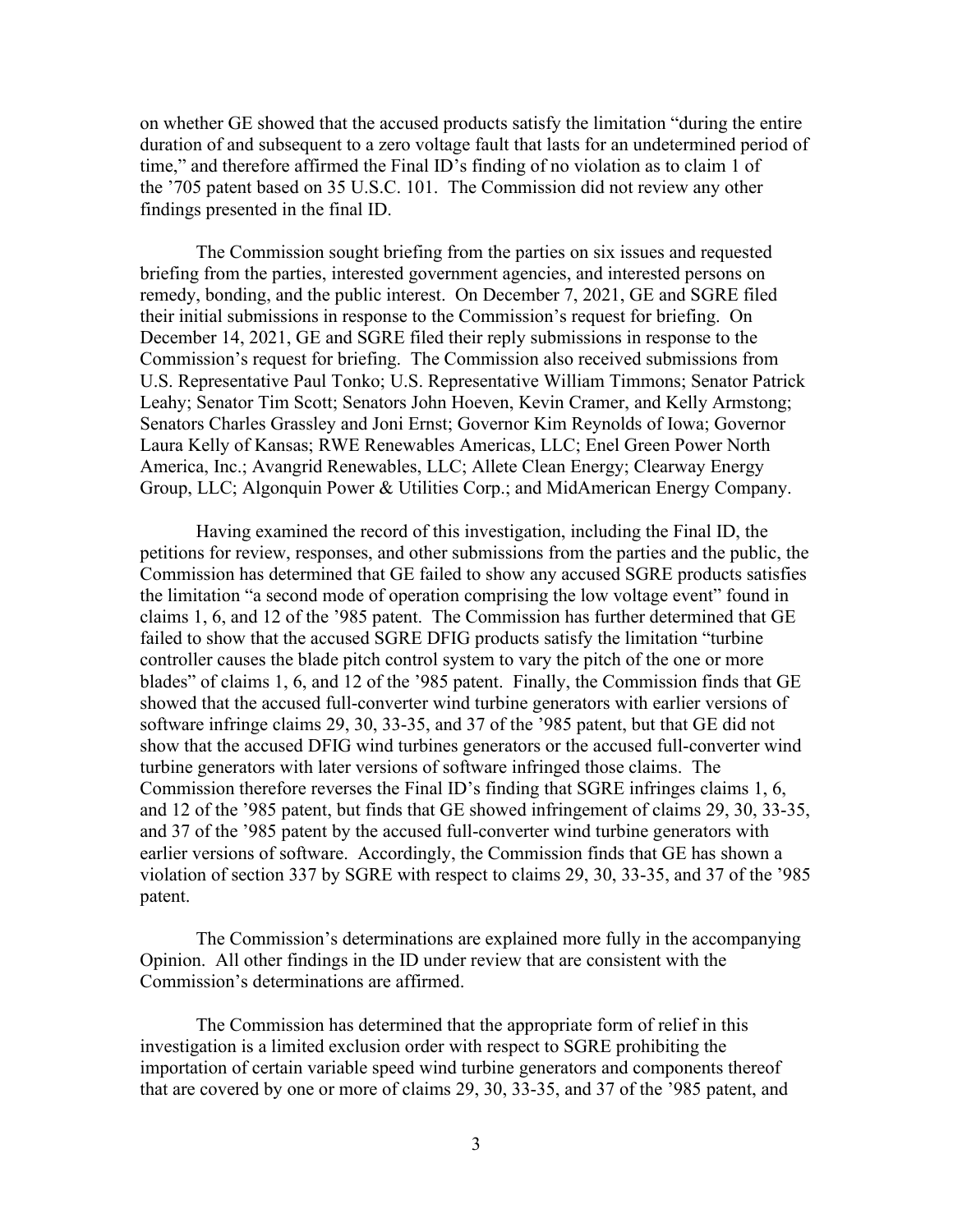on whether GE showed that the accused products satisfy the limitation "during the entire duration of and subsequent to a zero voltage fault that lasts for an undetermined period of time," and therefore affirmed the Final ID's finding of no violation as to claim 1 of the '705 patent based on 35 U.S.C. 101. The Commission did not review any other findings presented in the final ID.

The Commission sought briefing from the parties on six issues and requested briefing from the parties, interested government agencies, and interested persons on remedy, bonding, and the public interest. On December 7, 2021, GE and SGRE filed their initial submissions in response to the Commission's request for briefing. On December 14, 2021, GE and SGRE filed their reply submissions in response to the Commission's request for briefing. The Commission also received submissions from U.S. Representative Paul Tonko; U.S. Representative William Timmons; Senator Patrick Leahy; Senator Tim Scott; Senators John Hoeven, Kevin Cramer, and Kelly Armstong; Senators Charles Grassley and Joni Ernst; Governor Kim Reynolds of Iowa; Governor Laura Kelly of Kansas; RWE Renewables Americas, LLC; Enel Green Power North America, Inc.; Avangrid Renewables, LLC; Allete Clean Energy; Clearway Energy Group, LLC; Algonquin Power & Utilities Corp.; and MidAmerican Energy Company.

Having examined the record of this investigation, including the Final ID, the petitions for review, responses, and other submissions from the parties and the public, the Commission has determined that GE failed to show any accused SGRE products satisfies the limitation "a second mode of operation comprising the low voltage event" found in claims 1, 6, and 12 of the '985 patent. The Commission has further determined that GE failed to show that the accused SGRE DFIG products satisfy the limitation "turbine controller causes the blade pitch control system to vary the pitch of the one or more blades" of claims 1, 6, and 12 of the '985 patent. Finally, the Commission finds that GE showed that the accused full-converter wind turbine generators with earlier versions of software infringe claims 29, 30, 33-35, and 37 of the '985 patent, but that GE did not show that the accused DFIG wind turbines generators or the accused full-converter wind turbine generators with later versions of software infringed those claims. The Commission therefore reverses the Final ID's finding that SGRE infringes claims 1, 6, and 12 of the '985 patent, but finds that GE showed infringement of claims 29, 30, 33-35, and 37 of the '985 patent by the accused full-converter wind turbine generators with earlier versions of software. Accordingly, the Commission finds that GE has shown a violation of section 337 by SGRE with respect to claims 29, 30, 33-35, and 37 of the '985 patent.

The Commission's determinations are explained more fully in the accompanying Opinion. All other findings in the ID under review that are consistent with the Commission's determinations are affirmed.

The Commission has determined that the appropriate form of relief in this investigation is a limited exclusion order with respect to SGRE prohibiting the importation of certain variable speed wind turbine generators and components thereof that are covered by one or more of claims 29, 30, 33-35, and 37 of the '985 patent, and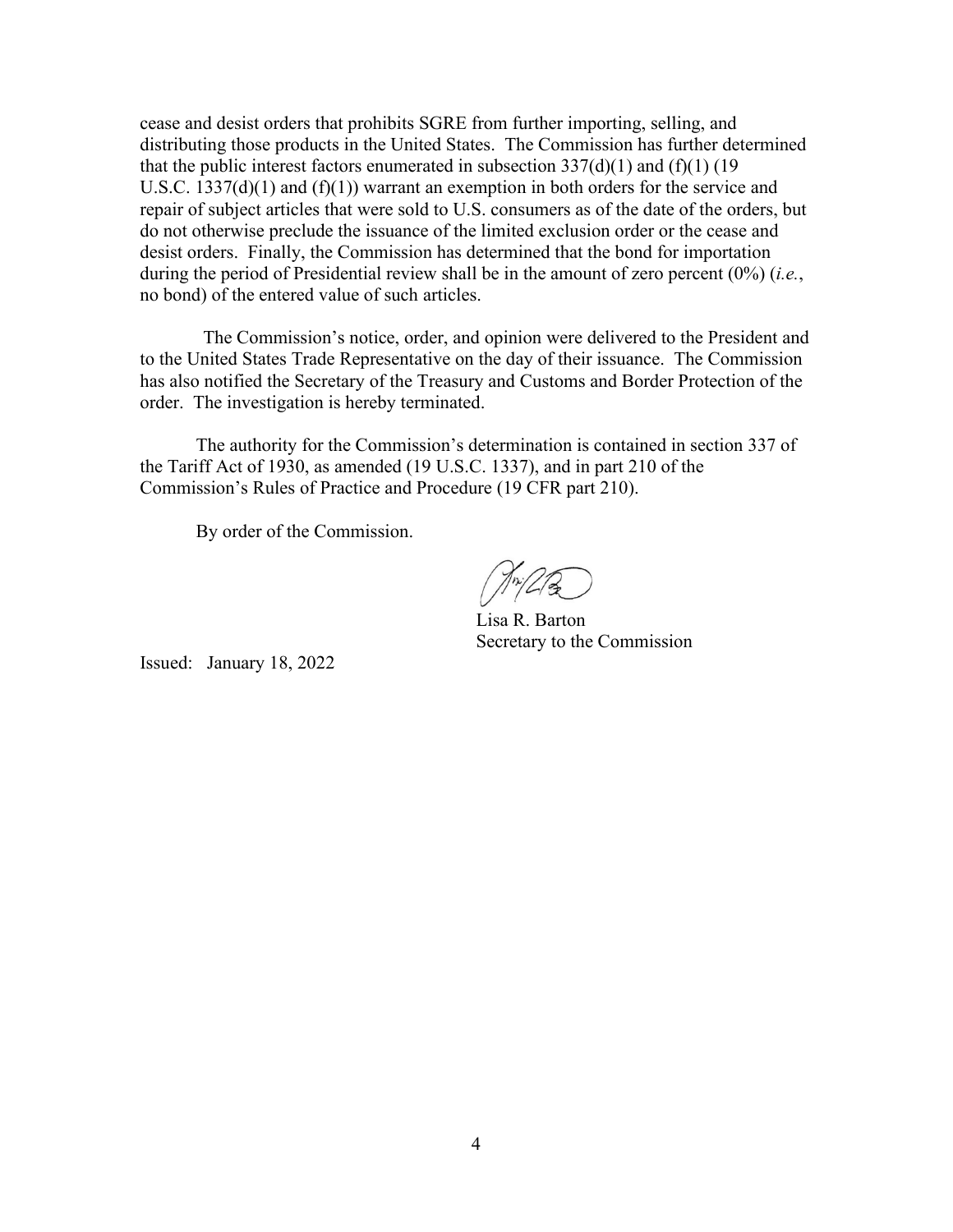cease and desist orders that prohibits SGRE from further importing, selling, and distributing those products in the United States. The Commission has further determined that the public interest factors enumerated in subsection 337(d)(1) and (f)(1) (19 U.S.C. 1337(d)(1) and (f)(1)) warrant an exemption in both orders for the service and repair of subject articles that were sold to U.S. consumers as of the date of the orders, but do not otherwise preclude the issuance of the limited exclusion order or the cease and desist orders. Finally, the Commission has determined that the bond for importation during the period of Presidential review shall be in the amount of zero percent (0%) (*i.e.*, no bond) of the entered value of such articles.

The Commission's notice, order, and opinion were delivered to the President and to the United States Trade Representative on the day of their issuance. The Commission has also notified the Secretary of the Treasury and Customs and Border Protection of the order. The investigation is hereby terminated.

The authority for the Commission's determination is contained in section 337 of the Tariff Act of 1930, as amended (19 U.S.C. 1337), and in part 210 of the Commission's Rules of Practice and Procedure (19 CFR part 210).

By order of the Commission.

Lisa R. Barton
Secretary to the Commission

Issued: January 18, 2022